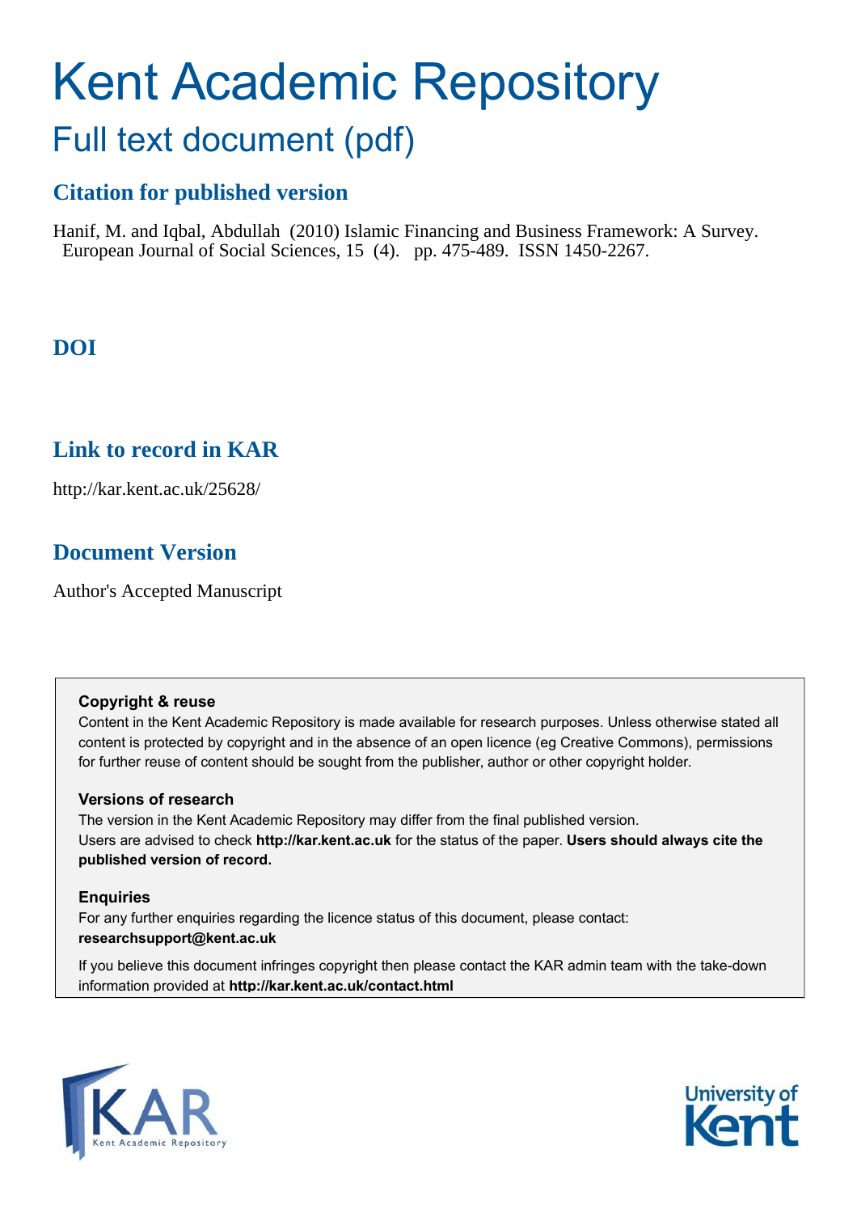# Kent Academic Repository

## Full text document (pdf)

### Citation for published version

Hanif, M. and Iqbal, Abdullah (2010) Islamic Financing and Business Framework: A Survey. European Journal of Social Sciences, 15 (4). pp. 475-489. ISSN 1450-2267.

### DOI

### Link to record in KAR

http://kar.kent.ac.uk/25628/

### Document Version

Author's Accepted Manuscript

**Copyright & reuse**

Content in the Kent Academic Repository is made available for research purposes. Unless otherwise stated all content is protected by copyright and in the absence of an open licence (eg Creative Commons), permissions for further reuse of content should be sought from the publisher, author or other copyright holder.

**Versions of research**

The version in the Kent Academic Repository may differ from the final published version. Users are advised to check **http://kar.kent.ac.uk** for the status of the paper. **Users should always cite the published version of record.**

**Enquiries**

For any further enquiries regarding the licence status of this document, please contact: **researchsupport@kent.ac.uk**

If you believe this document infringes copyright then please contact the KAR admin team with the take-down information provided at **http://kar.kent.ac.uk/contact.html**

KAR Kent Academic Repository

University of Kent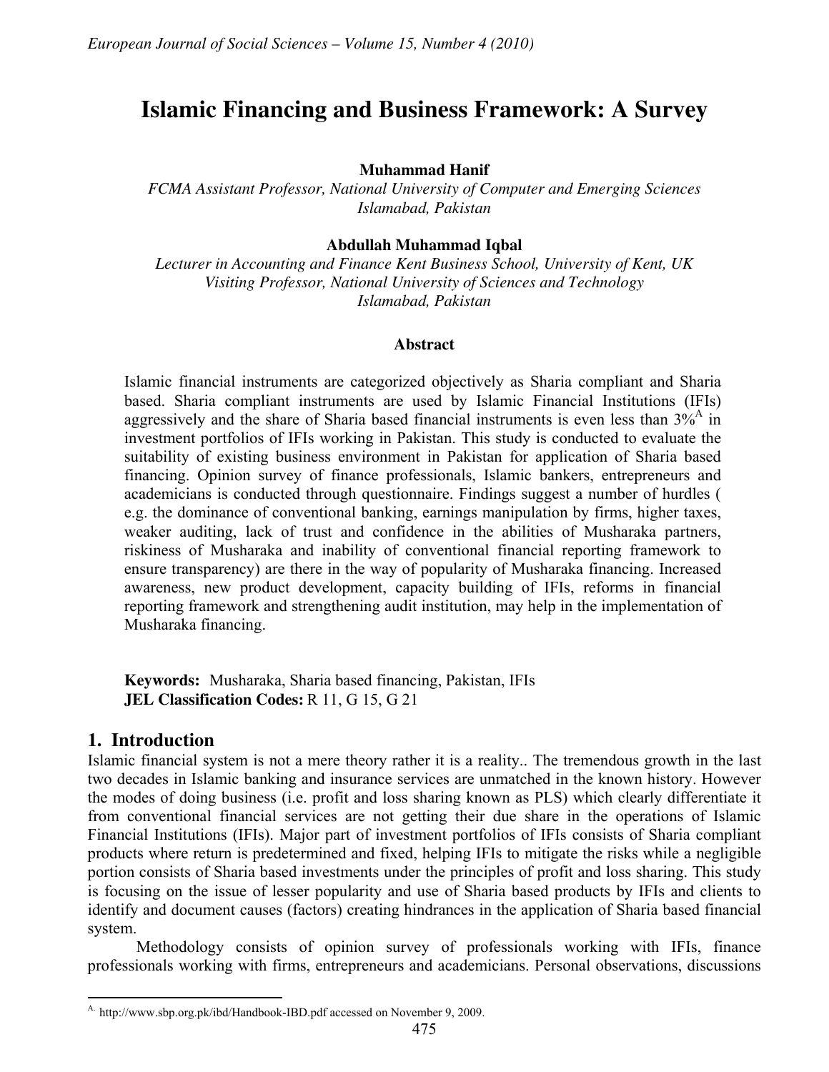# Islamic Financing and Business Framework: A Survey

**Muhammad Hanif**
*FCMA Assistant Professor, National University of Computer and Emerging Sciences*
*Islamabad, Pakistan*

**Abdullah Muhammad Iqbal**
*Lecturer in Accounting and Finance Kent Business School, University of Kent, UK*
*Visiting Professor, National University of Sciences and Technology*
*Islamabad, Pakistan*

### Abstract

Islamic financial instruments are categorized objectively as Sharia compliant and Sharia based. Sharia compliant instruments are used by Islamic Financial Institutions (IFIs) aggressively and the share of Sharia based financial instruments is even less than 3%[A] in investment portfolios of IFIs working in Pakistan. This study is conducted to evaluate the suitability of existing business environment in Pakistan for application of Sharia based financing. Opinion survey of finance professionals, Islamic bankers, entrepreneurs and academicians is conducted through questionnaire. Findings suggest a number of hurdles ( e.g. the dominance of conventional banking, earnings manipulation by firms, higher taxes, weaker auditing, lack of trust and confidence in the abilities of Musharaka partners, riskiness of Musharaka and inability of conventional financial reporting framework to ensure transparency) are there in the way of popularity of Musharaka financing. Increased awareness, new product development, capacity building of IFIs, reforms in financial reporting framework and strengthening audit institution, may help in the implementation of Musharaka financing.

**Keywords:** Musharaka, Sharia based financing, Pakistan, IFIs
**JEL Classification Codes:** R 11, G 15, G 21

## 1. Introduction

Islamic financial system is not a mere theory rather it is a reality.. The tremendous growth in the last two decades in Islamic banking and insurance services are unmatched in the known history. However the modes of doing business (i.e. profit and loss sharing known as PLS) which clearly differentiate it from conventional financial services are not getting their due share in the operations of Islamic Financial Institutions (IFIs). Major part of investment portfolios of IFIs consists of Sharia compliant products where return is predetermined and fixed, helping IFIs to mitigate the risks while a negligible portion consists of Sharia based investments under the principles of profit and loss sharing. This study is focusing on the issue of lesser popularity and use of Sharia based products by IFIs and clients to identify and document causes (factors) creating hindrances in the application of Sharia based financial system.

Methodology consists of opinion survey of professionals working with IFIs, finance professionals working with firms, entrepreneurs and academicians. Personal observations, discussions

---

[A] http://www.sbp.org.pk/ibd/Handbook-IBD.pdf accessed on November 9, 2009.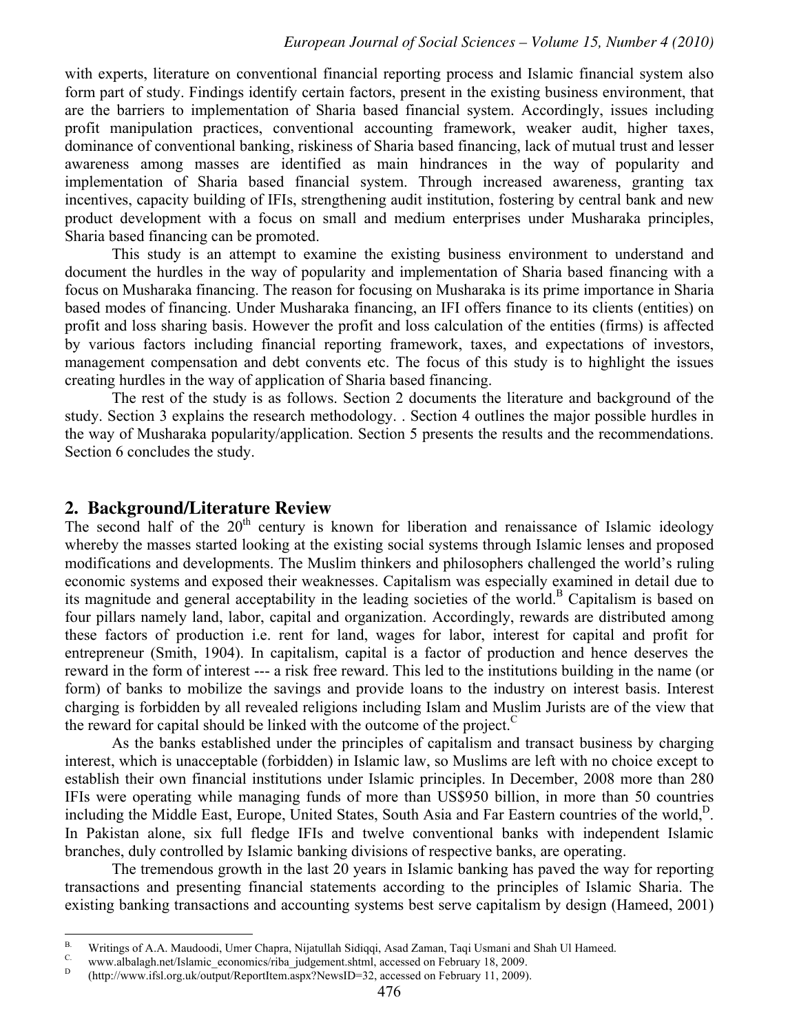with experts, literature on conventional financial reporting process and Islamic financial system also form part of study. Findings identify certain factors, present in the existing business environment, that are the barriers to implementation of Sharia based financial system. Accordingly, issues including profit manipulation practices, conventional accounting framework, weaker audit, higher taxes, dominance of conventional banking, riskiness of Sharia based financing, lack of mutual trust and lesser awareness among masses are identified as main hindrances in the way of popularity and implementation of Sharia based financial system. Through increased awareness, granting tax incentives, capacity building of IFIs, strengthening audit institution, fostering by central bank and new product development with a focus on small and medium enterprises under Musharaka principles, Sharia based financing can be promoted.

This study is an attempt to examine the existing business environment to understand and document the hurdles in the way of popularity and implementation of Sharia based financing with a focus on Musharaka financing. The reason for focusing on Musharaka is its prime importance in Sharia based modes of financing. Under Musharaka financing, an IFI offers finance to its clients (entities) on profit and loss sharing basis. However the profit and loss calculation of the entities (firms) is affected by various factors including financial reporting framework, taxes, and expectations of investors, management compensation and debt convents etc. The focus of this study is to highlight the issues creating hurdles in the way of application of Sharia based financing.

The rest of the study is as follows. Section 2 documents the literature and background of the study. Section 3 explains the research methodology. . Section 4 outlines the major possible hurdles in the way of Musharaka popularity/application. Section 5 presents the results and the recommendations. Section 6 concludes the study.

## 2. Background/Literature Review

The second half of the 20th century is known for liberation and renaissance of Islamic ideology whereby the masses started looking at the existing social systems through Islamic lenses and proposed modifications and developments. The Muslim thinkers and philosophers challenged the world's ruling economic systems and exposed their weaknesses. Capitalism was especially examined in detail due to its magnitude and general acceptability in the leading societies of the world.[B] Capitalism is based on four pillars namely land, labor, capital and organization. Accordingly, rewards are distributed among these factors of production i.e. rent for land, wages for labor, interest for capital and profit for entrepreneur (Smith, 1904). In capitalism, capital is a factor of production and hence deserves the reward in the form of interest --- a risk free reward. This led to the institutions building in the name (or form) of banks to mobilize the savings and provide loans to the industry on interest basis. Interest charging is forbidden by all revealed religions including Islam and Muslim Jurists are of the view that the reward for capital should be linked with the outcome of the project.[C]

As the banks established under the principles of capitalism and transact business by charging interest, which is unacceptable (forbidden) in Islamic law, so Muslims are left with no choice except to establish their own financial institutions under Islamic principles. In December, 2008 more than 280 IFIs were operating while managing funds of more than US$950 billion, in more than 50 countries including the Middle East, Europe, United States, South Asia and Far Eastern countries of the world,[D]. In Pakistan alone, six full fledge IFIs and twelve conventional banks with independent Islamic branches, duly controlled by Islamic banking divisions of respective banks, are operating.

The tremendous growth in the last 20 years in Islamic banking has paved the way for reporting transactions and presenting financial statements according to the principles of Islamic Sharia. The existing banking transactions and accounting systems best serve capitalism by design (Hameed, 2001)

---

[B] Writings of A.A. Maudoodi, Umer Chapra, Nijatullah Sidiqqi, Asad Zaman, Taqi Usmani and Shah Ul Hameed.

[C] www.albalagh.net/Islamic_economics/riba_judgement.shtml, accessed on February 18, 2009.

[D] (http://www.ifsl.org.uk/output/ReportItem.aspx?NewsID=32, accessed on February 11, 2009).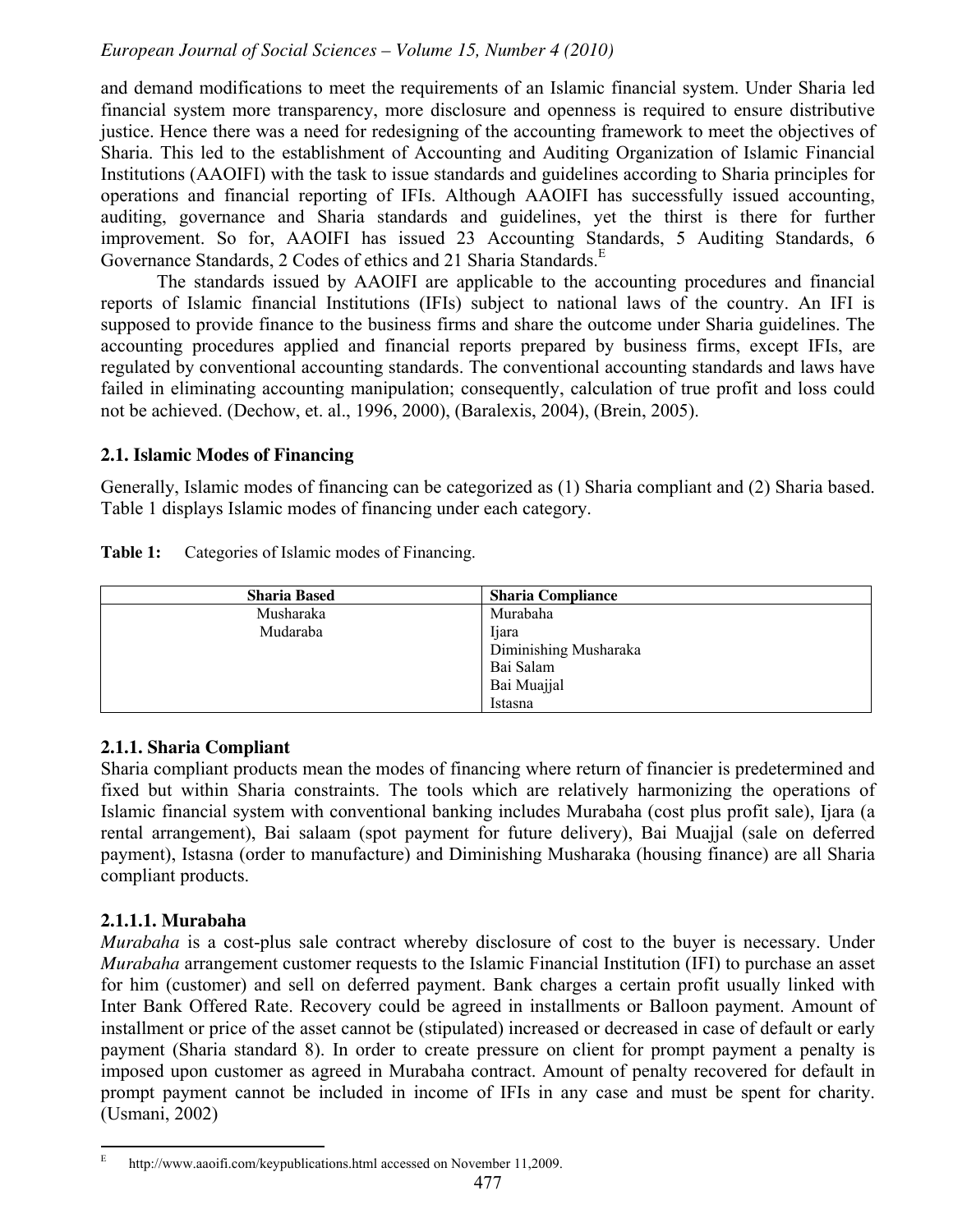and demand modifications to meet the requirements of an Islamic financial system. Under Sharia led financial system more transparency, more disclosure and openness is required to ensure distributive justice. Hence there was a need for redesigning of the accounting framework to meet the objectives of Sharia. This led to the establishment of Accounting and Auditing Organization of Islamic Financial Institutions (AAOIFI) with the task to issue standards and guidelines according to Sharia principles for operations and financial reporting of IFIs. Although AAOIFI has successfully issued accounting, auditing, governance and Sharia standards and guidelines, yet the thirst is there for further improvement. So for, AAOIFI has issued 23 Accounting Standards, 5 Auditing Standards, 6 Governance Standards, 2 Codes of ethics and 21 Sharia Standards.[E]

The standards issued by AAOIFI are applicable to the accounting procedures and financial reports of Islamic financial Institutions (IFIs) subject to national laws of the country. An IFI is supposed to provide finance to the business firms and share the outcome under Sharia guidelines. The accounting procedures applied and financial reports prepared by business firms, except IFIs, are regulated by conventional accounting standards. The conventional accounting standards and laws have failed in eliminating accounting manipulation; consequently, calculation of true profit and loss could not be achieved. (Dechow, et. al., 1996, 2000), (Baralexis, 2004), (Brein, 2005).

### 2.1. Islamic Modes of Financing

Generally, Islamic modes of financing can be categorized as (1) Sharia compliant and (2) Sharia based. Table 1 displays Islamic modes of financing under each category.

**Table 1:** Categories of Islamic modes of Financing.

| Sharia Based | Sharia Compliance |
|---|---|
| Musharaka | Murabaha |
| Mudaraba | Ijara |
| | Diminishing Musharaka |
| | Bai Salam |
| | Bai Muajjal |
| | Istasna |

#### 2.1.1. Sharia Compliant

Sharia compliant products mean the modes of financing where return of financier is predetermined and fixed but within Sharia constraints. The tools which are relatively harmonizing the operations of Islamic financial system with conventional banking includes Murabaha (cost plus profit sale), Ijara (a rental arrangement), Bai salaam (spot payment for future delivery), Bai Muajjal (sale on deferred payment), Istasna (order to manufacture) and Diminishing Musharaka (housing finance) are all Sharia compliant products.

##### 2.1.1.1. Murabaha

*Murabaha* is a cost-plus sale contract whereby disclosure of cost to the buyer is necessary. Under *Murabaha* arrangement customer requests to the Islamic Financial Institution (IFI) to purchase an asset for him (customer) and sell on deferred payment. Bank charges a certain profit usually linked with Inter Bank Offered Rate. Recovery could be agreed in installments or Balloon payment. Amount of installment or price of the asset cannot be (stipulated) increased or decreased in case of default or early payment (Sharia standard 8). In order to create pressure on client for prompt payment a penalty is imposed upon customer as agreed in Murabaha contract. Amount of penalty recovered for default in prompt payment cannot be included in income of IFIs in any case and must be spent for charity. (Usmani, 2002)

---

[E] http://www.aaoifi.com/keypublications.html accessed on November 11,2009.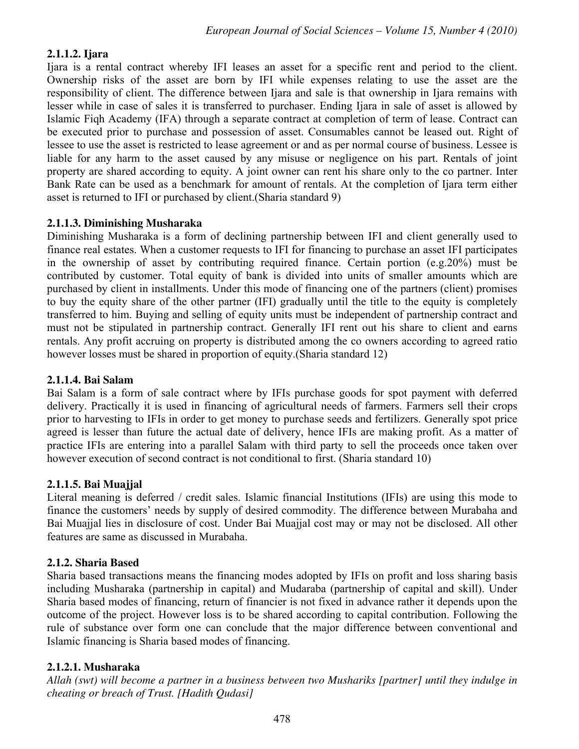#### 2.1.1.2. Ijara

Ijara is a rental contract whereby IFI leases an asset for a specific rent and period to the client. Ownership risks of the asset are born by IFI while expenses relating to use the asset are the responsibility of client. The difference between Ijara and sale is that ownership in Ijara remains with lesser while in case of sales it is transferred to purchaser. Ending Ijara in sale of asset is allowed by Islamic Fiqh Academy (IFA) through a separate contract at completion of term of lease. Contract can be executed prior to purchase and possession of asset. Consumables cannot be leased out. Right of lessee to use the asset is restricted to lease agreement or and as per normal course of business. Lessee is liable for any harm to the asset caused by any misuse or negligence on his part. Rentals of joint property are shared according to equity. A joint owner can rent his share only to the co partner. Inter Bank Rate can be used as a benchmark for amount of rentals. At the completion of Ijara term either asset is returned to IFI or purchased by client.(Sharia standard 9)

#### 2.1.1.3. Diminishing Musharaka

Diminishing Musharaka is a form of declining partnership between IFI and client generally used to finance real estates. When a customer requests to IFI for financing to purchase an asset IFI participates in the ownership of asset by contributing required finance. Certain portion (e.g.20%) must be contributed by customer. Total equity of bank is divided into units of smaller amounts which are purchased by client in installments. Under this mode of financing one of the partners (client) promises to buy the equity share of the other partner (IFI) gradually until the title to the equity is completely transferred to him. Buying and selling of equity units must be independent of partnership contract and must not be stipulated in partnership contract. Generally IFI rent out his share to client and earns rentals. Any profit accruing on property is distributed among the co owners according to agreed ratio however losses must be shared in proportion of equity.(Sharia standard 12)

#### 2.1.1.4. Bai Salam

Bai Salam is a form of sale contract where by IFIs purchase goods for spot payment with deferred delivery. Practically it is used in financing of agricultural needs of farmers. Farmers sell their crops prior to harvesting to IFIs in order to get money to purchase seeds and fertilizers. Generally spot price agreed is lesser than future the actual date of delivery, hence IFIs are making profit. As a matter of practice IFIs are entering into a parallel Salam with third party to sell the proceeds once taken over however execution of second contract is not conditional to first. (Sharia standard 10)

#### 2.1.1.5. Bai Muajjal

Literal meaning is deferred / credit sales. Islamic financial Institutions (IFIs) are using this mode to finance the customers' needs by supply of desired commodity. The difference between Murabaha and Bai Muajjal lies in disclosure of cost. Under Bai Muajjal cost may or may not be disclosed. All other features are same as discussed in Murabaha.

### 2.1.2. Sharia Based

Sharia based transactions means the financing modes adopted by IFIs on profit and loss sharing basis including Musharaka (partnership in capital) and Mudaraba (partnership of capital and skill). Under Sharia based modes of financing, return of financier is not fixed in advance rather it depends upon the outcome of the project. However loss is to be shared according to capital contribution. Following the rule of substance over form one can conclude that the major difference between conventional and Islamic financing is Sharia based modes of financing.

#### 2.1.2.1. Musharaka

*Allah (swt) will become a partner in a business between two Mushariks [partner] until they indulge in cheating or breach of Trust. [Hadith Qudasi]*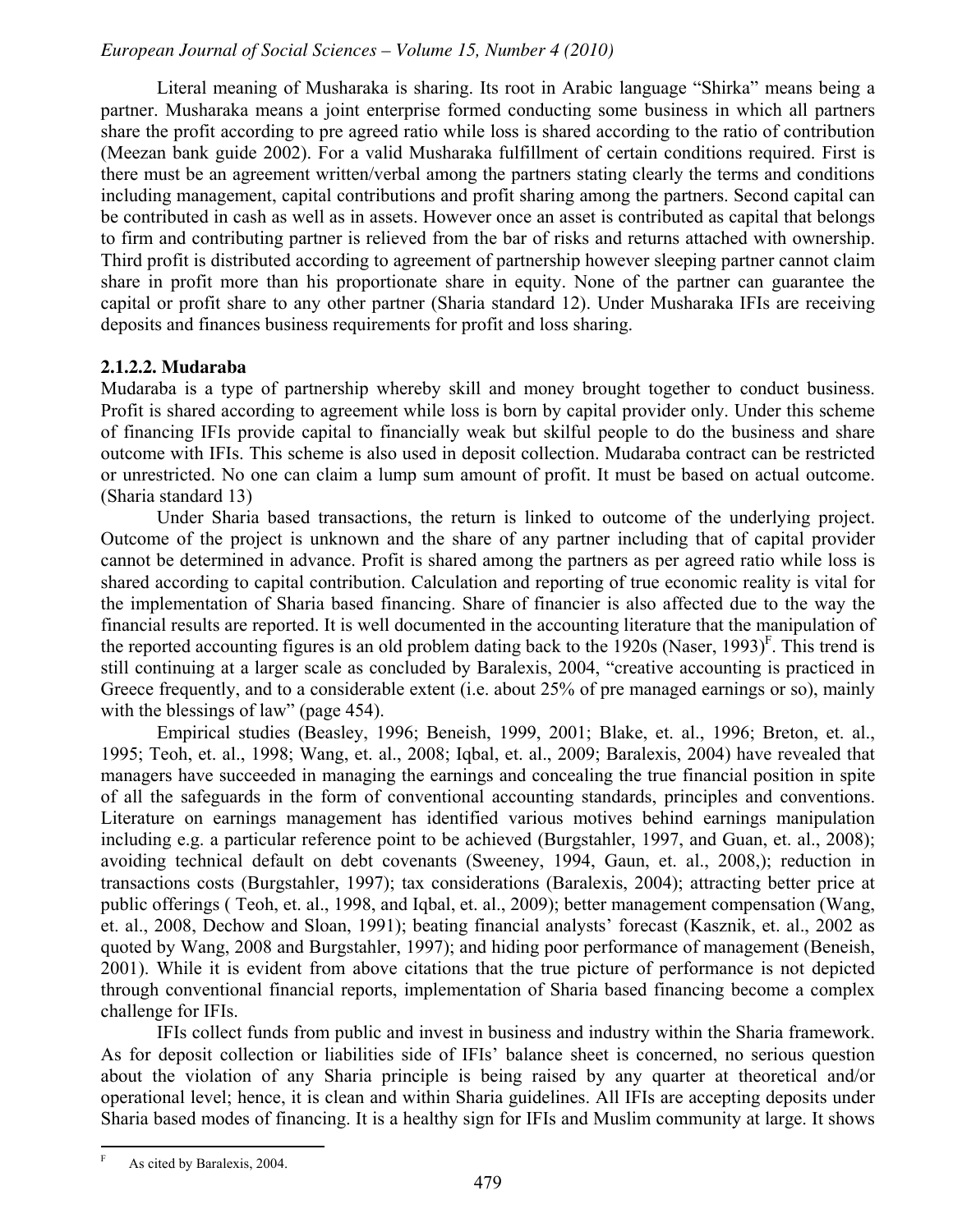Literal meaning of Musharaka is sharing. Its root in Arabic language "Shirka" means being a partner. Musharaka means a joint enterprise formed conducting some business in which all partners share the profit according to pre agreed ratio while loss is shared according to the ratio of contribution (Meezan bank guide 2002). For a valid Musharaka fulfillment of certain conditions required. First is there must be an agreement written/verbal among the partners stating clearly the terms and conditions including management, capital contributions and profit sharing among the partners. Second capital can be contributed in cash as well as in assets. However once an asset is contributed as capital that belongs to firm and contributing partner is relieved from the bar of risks and returns attached with ownership. Third profit is distributed according to agreement of partnership however sleeping partner cannot claim share in profit more than his proportionate share in equity. None of the partner can guarantee the capital or profit share to any other partner (Sharia standard 12). Under Musharaka IFIs are receiving deposits and finances business requirements for profit and loss sharing.

#### 2.1.2.2. Mudaraba

Mudaraba is a type of partnership whereby skill and money brought together to conduct business. Profit is shared according to agreement while loss is born by capital provider only. Under this scheme of financing IFIs provide capital to financially weak but skilful people to do the business and share outcome with IFIs. This scheme is also used in deposit collection. Mudaraba contract can be restricted or unrestricted. No one can claim a lump sum amount of profit. It must be based on actual outcome. (Sharia standard 13)

Under Sharia based transactions, the return is linked to outcome of the underlying project. Outcome of the project is unknown and the share of any partner including that of capital provider cannot be determined in advance. Profit is shared among the partners as per agreed ratio while loss is shared according to capital contribution. Calculation and reporting of true economic reality is vital for the implementation of Sharia based financing. Share of financier is also affected due to the way the financial results are reported. It is well documented in the accounting literature that the manipulation of the reported accounting figures is an old problem dating back to the 1920s (Naser, 1993)[F]. This trend is still continuing at a larger scale as concluded by Baralexis, 2004, "creative accounting is practiced in Greece frequently, and to a considerable extent (i.e. about 25% of pre managed earnings or so), mainly with the blessings of law" (page 454).

Empirical studies (Beasley, 1996; Beneish, 1999, 2001; Blake, et. al., 1996; Breton, et. al., 1995; Teoh, et. al., 1998; Wang, et. al., 2008; Iqbal, et. al., 2009; Baralexis, 2004) have revealed that managers have succeeded in managing the earnings and concealing the true financial position in spite of all the safeguards in the form of conventional accounting standards, principles and conventions. Literature on earnings management has identified various motives behind earnings manipulation including e.g. a particular reference point to be achieved (Burgstahler, 1997, and Guan, et. al., 2008); avoiding technical default on debt covenants (Sweeney, 1994, Gaun, et. al., 2008,); reduction in transactions costs (Burgstahler, 1997); tax considerations (Baralexis, 2004); attracting better price at public offerings ( Teoh, et. al., 1998, and Iqbal, et. al., 2009); better management compensation (Wang, et. al., 2008, Dechow and Sloan, 1991); beating financial analysts' forecast (Kasznik, et. al., 2002 as quoted by Wang, 2008 and Burgstahler, 1997); and hiding poor performance of management (Beneish, 2001). While it is evident from above citations that the true picture of performance is not depicted through conventional financial reports, implementation of Sharia based financing become a complex challenge for IFIs.

IFIs collect funds from public and invest in business and industry within the Sharia framework. As for deposit collection or liabilities side of IFIs' balance sheet is concerned, no serious question about the violation of any Sharia principle is being raised by any quarter at theoretical and/or operational level; hence, it is clean and within Sharia guidelines. All IFIs are accepting deposits under Sharia based modes of financing. It is a healthy sign for IFIs and Muslim community at large. It shows

[F] As cited by Baralexis, 2004.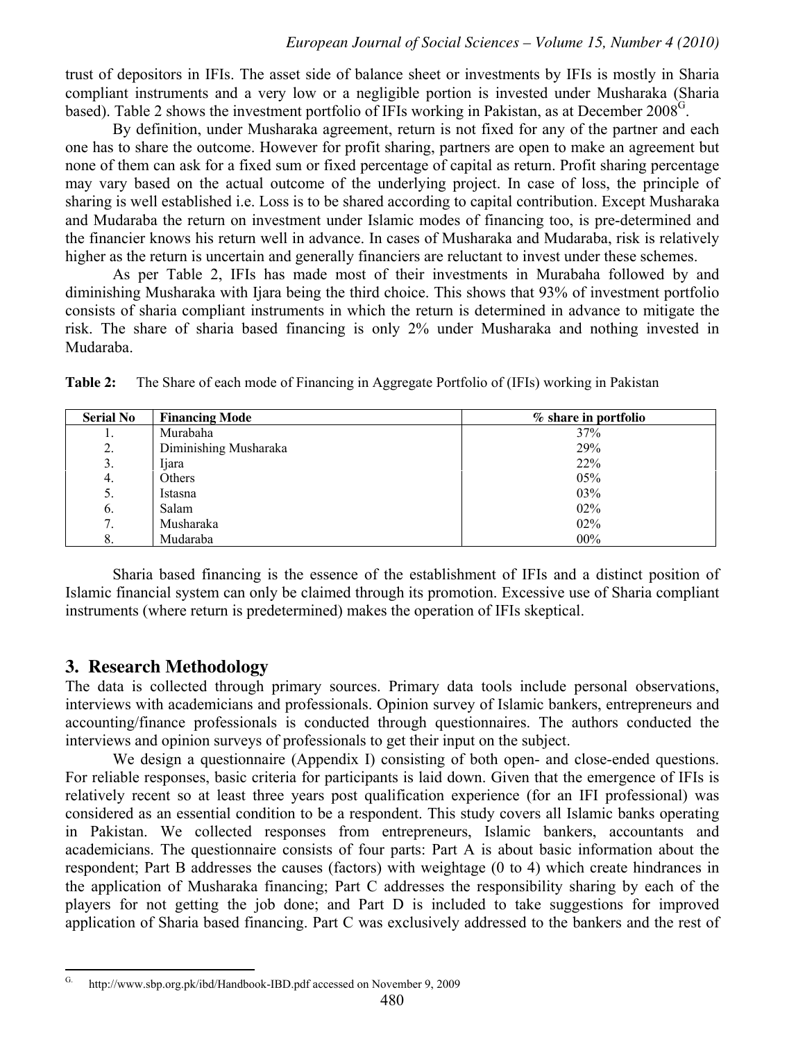trust of depositors in IFIs. The asset side of balance sheet or investments by IFIs is mostly in Sharia compliant instruments and a very low or a negligible portion is invested under Musharaka (Sharia based). Table 2 shows the investment portfolio of IFIs working in Pakistan, as at December 2008[G].

By definition, under Musharaka agreement, return is not fixed for any of the partner and each one has to share the outcome. However for profit sharing, partners are open to make an agreement but none of them can ask for a fixed sum or fixed percentage of capital as return. Profit sharing percentage may vary based on the actual outcome of the underlying project. In case of loss, the principle of sharing is well established i.e. Loss is to be shared according to capital contribution. Except Musharaka and Mudaraba the return on investment under Islamic modes of financing too, is pre-determined and the financier knows his return well in advance. In cases of Musharaka and Mudaraba, risk is relatively higher as the return is uncertain and generally financiers are reluctant to invest under these schemes.

As per Table 2, IFIs has made most of their investments in Murabaha followed by and diminishing Musharaka with Ijara being the third choice. This shows that 93% of investment portfolio consists of sharia compliant instruments in which the return is determined in advance to mitigate the risk. The share of sharia based financing is only 2% under Musharaka and nothing invested in Mudaraba.

**Table 2:** The Share of each mode of Financing in Aggregate Portfolio of (IFIs) working in Pakistan

| Serial No | Financing Mode | % share in portfolio |
|---|---|---|
| 1. | Murabaha | 37% |
| 2. | Diminishing Musharaka | 29% |
| 3. | Ijara | 22% |
| 4. | Others | 05% |
| 5. | Istasna | 03% |
| 6. | Salam | 02% |
| 7. | Musharaka | 02% |
| 8. | Mudaraba | 00% |

Sharia based financing is the essence of the establishment of IFIs and a distinct position of Islamic financial system can only be claimed through its promotion. Excessive use of Sharia compliant instruments (where return is predetermined) makes the operation of IFIs skeptical.

## 3. Research Methodology

The data is collected through primary sources. Primary data tools include personal observations, interviews with academicians and professionals. Opinion survey of Islamic bankers, entrepreneurs and accounting/finance professionals is conducted through questionnaires. The authors conducted the interviews and opinion surveys of professionals to get their input on the subject.

We design a questionnaire (Appendix I) consisting of both open- and close-ended questions. For reliable responses, basic criteria for participants is laid down. Given that the emergence of IFIs is relatively recent so at least three years post qualification experience (for an IFI professional) was considered as an essential condition to be a respondent. This study covers all Islamic banks operating in Pakistan. We collected responses from entrepreneurs, Islamic bankers, accountants and academicians. The questionnaire consists of four parts: Part A is about basic information about the respondent; Part B addresses the causes (factors) with weightage (0 to 4) which create hindrances in the application of Musharaka financing; Part C addresses the responsibility sharing by each of the players for not getting the job done; and Part D is included to take suggestions for improved application of Sharia based financing. Part C was exclusively addressed to the bankers and the rest of

---

G. http://www.sbp.org.pk/ibd/Handbook-IBD.pdf accessed on November 9, 2009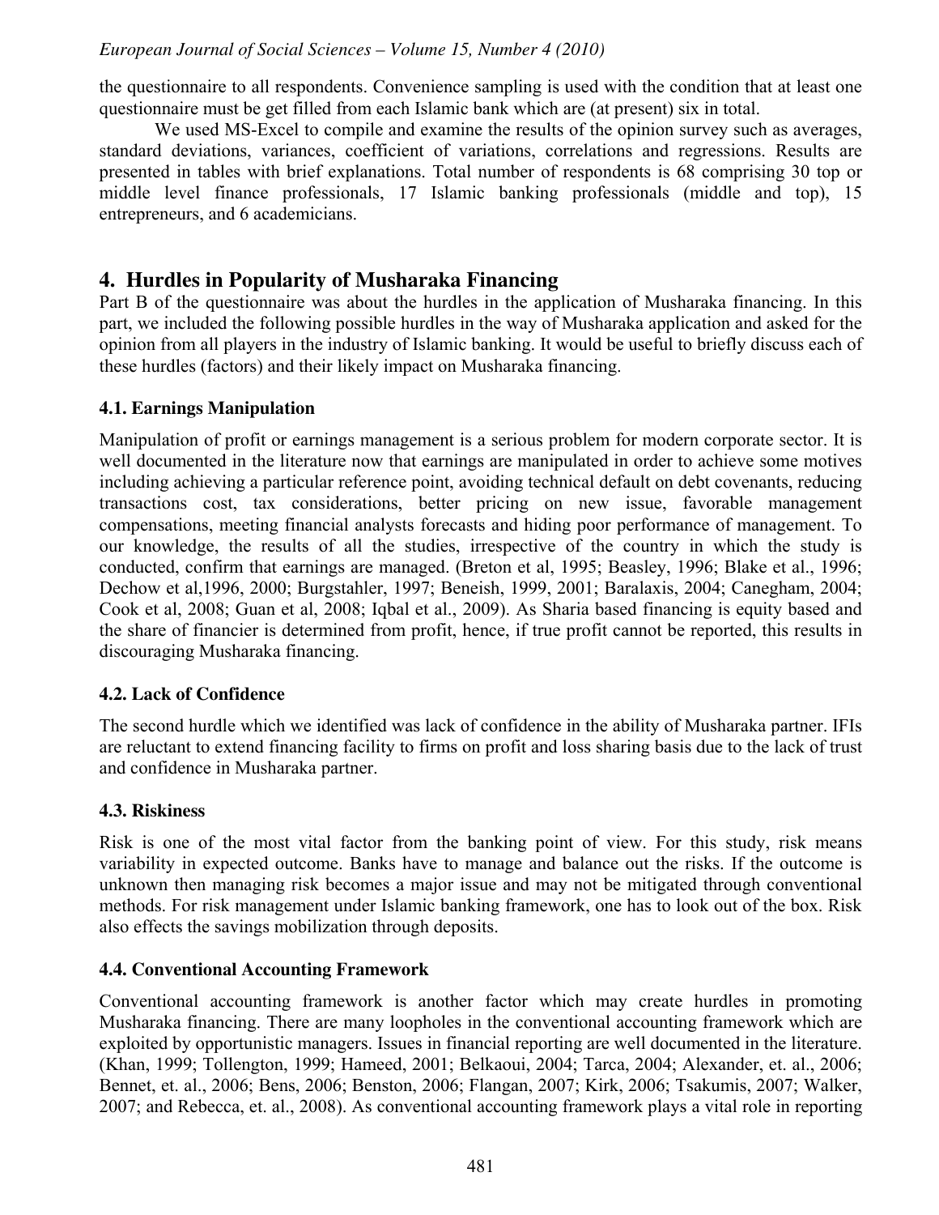the questionnaire to all respondents. Convenience sampling is used with the condition that at least one questionnaire must be get filled from each Islamic bank which are (at present) six in total.

We used MS-Excel to compile and examine the results of the opinion survey such as averages, standard deviations, variances, coefficient of variations, correlations and regressions. Results are presented in tables with brief explanations. Total number of respondents is 68 comprising 30 top or middle level finance professionals, 17 Islamic banking professionals (middle and top), 15 entrepreneurs, and 6 academicians.

## 4. Hurdles in Popularity of Musharaka Financing

Part B of the questionnaire was about the hurdles in the application of Musharaka financing. In this part, we included the following possible hurdles in the way of Musharaka application and asked for the opinion from all players in the industry of Islamic banking. It would be useful to briefly discuss each of these hurdles (factors) and their likely impact on Musharaka financing.

### 4.1. Earnings Manipulation

Manipulation of profit or earnings management is a serious problem for modern corporate sector. It is well documented in the literature now that earnings are manipulated in order to achieve some motives including achieving a particular reference point, avoiding technical default on debt covenants, reducing transactions cost, tax considerations, better pricing on new issue, favorable management compensations, meeting financial analysts forecasts and hiding poor performance of management. To our knowledge, the results of all the studies, irrespective of the country in which the study is conducted, confirm that earnings are managed. (Breton et al, 1995; Beasley, 1996; Blake et al., 1996; Dechow et al,1996, 2000; Burgstahler, 1997; Beneish, 1999, 2001; Baralaxis, 2004; Canegham, 2004; Cook et al, 2008; Guan et al, 2008; Iqbal et al., 2009). As Sharia based financing is equity based and the share of financier is determined from profit, hence, if true profit cannot be reported, this results in discouraging Musharaka financing.

### 4.2. Lack of Confidence

The second hurdle which we identified was lack of confidence in the ability of Musharaka partner. IFIs are reluctant to extend financing facility to firms on profit and loss sharing basis due to the lack of trust and confidence in Musharaka partner.

### 4.3. Riskiness

Risk is one of the most vital factor from the banking point of view. For this study, risk means variability in expected outcome. Banks have to manage and balance out the risks. If the outcome is unknown then managing risk becomes a major issue and may not be mitigated through conventional methods. For risk management under Islamic banking framework, one has to look out of the box. Risk also effects the savings mobilization through deposits.

### 4.4. Conventional Accounting Framework

Conventional accounting framework is another factor which may create hurdles in promoting Musharaka financing. There are many loopholes in the conventional accounting framework which are exploited by opportunistic managers. Issues in financial reporting are well documented in the literature. (Khan, 1999; Tollengton, 1999; Hameed, 2001; Belkaoui, 2004; Tarca, 2004; Alexander, et. al., 2006; Bennet, et. al., 2006; Bens, 2006; Benston, 2006; Flangan, 2007; Kirk, 2006; Tsakumis, 2007; Walker, 2007; and Rebecca, et. al., 2008). As conventional accounting framework plays a vital role in reporting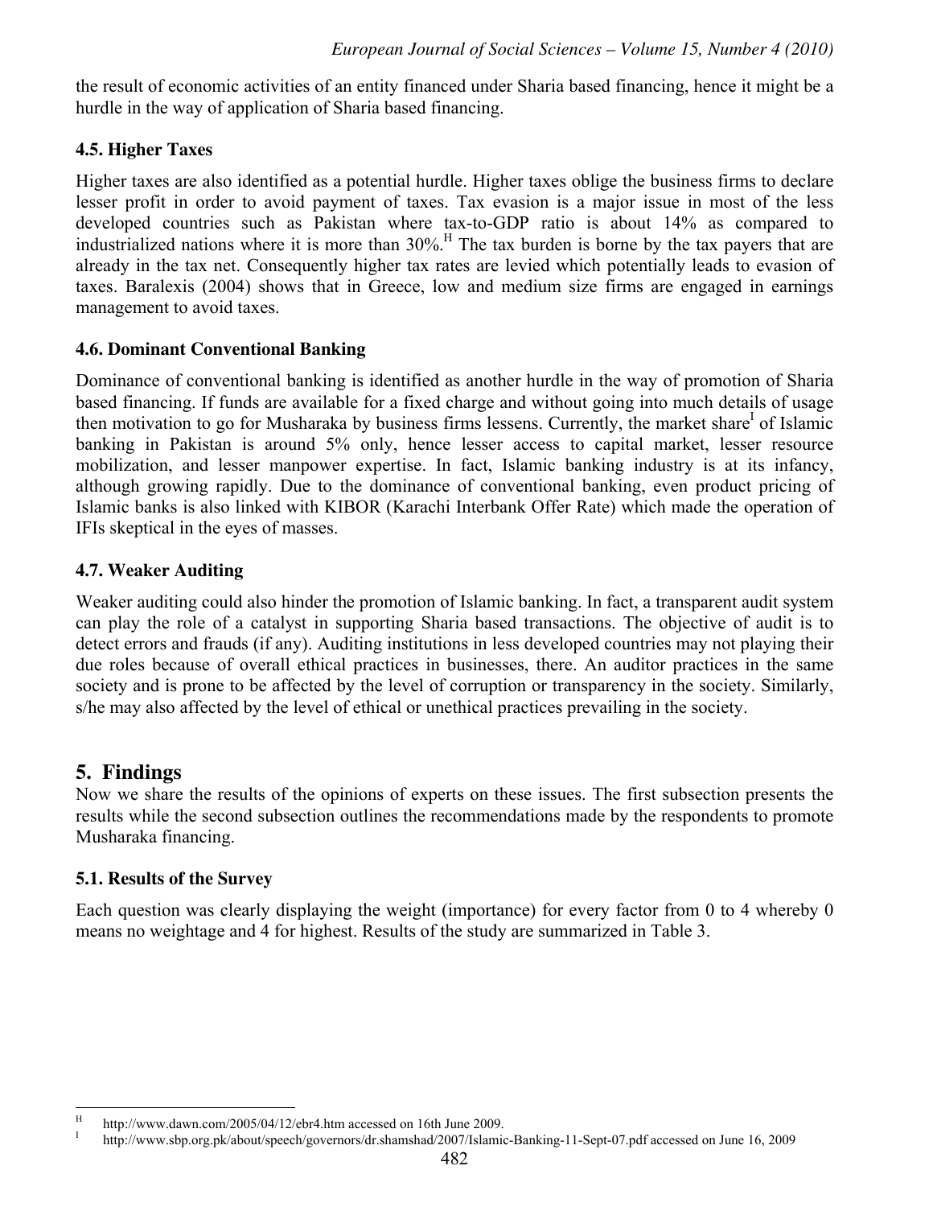the result of economic activities of an entity financed under Sharia based financing, hence it might be a hurdle in the way of application of Sharia based financing.

### 4.5. Higher Taxes

Higher taxes are also identified as a potential hurdle. Higher taxes oblige the business firms to declare lesser profit in order to avoid payment of taxes. Tax evasion is a major issue in most of the less developed countries such as Pakistan where tax-to-GDP ratio is about 14% as compared to industrialized nations where it is more than 30%.[H] The tax burden is borne by the tax payers that are already in the tax net. Consequently higher tax rates are levied which potentially leads to evasion of taxes. Baralexis (2004) shows that in Greece, low and medium size firms are engaged in earnings management to avoid taxes.

### 4.6. Dominant Conventional Banking

Dominance of conventional banking is identified as another hurdle in the way of promotion of Sharia based financing. If funds are available for a fixed charge and without going into much details of usage then motivation to go for Musharaka by business firms lessens. Currently, the market share[I] of Islamic banking in Pakistan is around 5% only, hence lesser access to capital market, lesser resource mobilization, and lesser manpower expertise. In fact, Islamic banking industry is at its infancy, although growing rapidly. Due to the dominance of conventional banking, even product pricing of Islamic banks is also linked with KIBOR (Karachi Interbank Offer Rate) which made the operation of IFIs skeptical in the eyes of masses.

### 4.7. Weaker Auditing

Weaker auditing could also hinder the promotion of Islamic banking. In fact, a transparent audit system can play the role of a catalyst in supporting Sharia based transactions. The objective of audit is to detect errors and frauds (if any). Auditing institutions in less developed countries may not playing their due roles because of overall ethical practices in businesses, there. An auditor practices in the same society and is prone to be affected by the level of corruption or transparency in the society. Similarly, s/he may also affected by the level of ethical or unethical practices prevailing in the society.

## 5. Findings

Now we share the results of the opinions of experts on these issues. The first subsection presents the results while the second subsection outlines the recommendations made by the respondents to promote Musharaka financing.

### 5.1. Results of the Survey

Each question was clearly displaying the weight (importance) for every factor from 0 to 4 whereby 0 means no weightage and 4 for highest. Results of the study are summarized in Table 3.

---

[H] http://www.dawn.com/2005/04/12/ebr4.htm accessed on 16th June 2009.

[I] http://www.sbp.org.pk/about/speech/governors/dr.shamshad/2007/Islamic-Banking-11-Sept-07.pdf accessed on June 16, 2009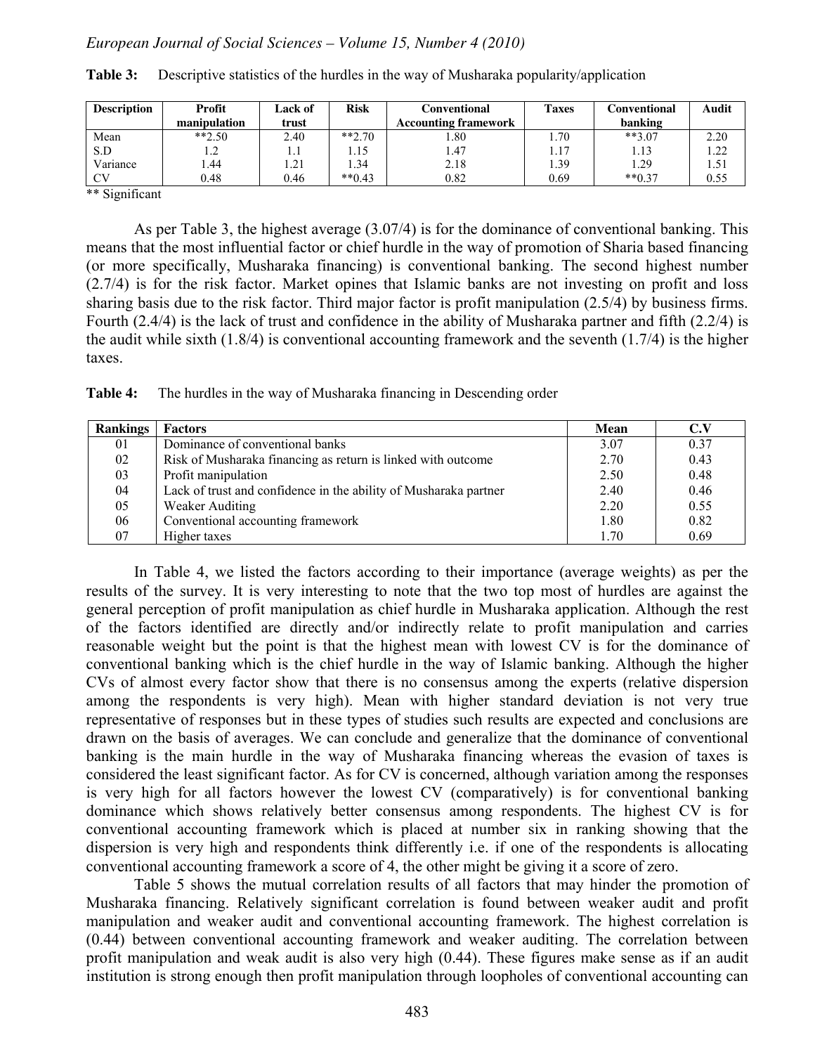**Table 3:** Descriptive statistics of the hurdles in the way of Musharaka popularity/application

| Description | Profit manipulation | Lack of trust | Risk | Conventional Accounting framework | Taxes | Conventional banking | Audit |
|---|---|---|---|---|---|---|---|
| Mean | **2.50 | 2.40 | **2.70 | 1.80 | 1.70 | **3.07 | 2.20 |
| S.D | 1.2 | 1.1 | 1.15 | 1.47 | 1.17 | 1.13 | 1.22 |
| Variance | 1.44 | 1.21 | 1.34 | 2.18 | 1.39 | 1.29 | 1.51 |
| CV | 0.48 | 0.46 | **0.43 | 0.82 | 0.69 | **0.37 | 0.55 |

** Significant

As per Table 3, the highest average (3.07/4) is for the dominance of conventional banking. This means that the most influential factor or chief hurdle in the way of promotion of Sharia based financing (or more specifically, Musharaka financing) is conventional banking. The second highest number (2.7/4) is for the risk factor. Market opines that Islamic banks are not investing on profit and loss sharing basis due to the risk factor. Third major factor is profit manipulation (2.5/4) by business firms. Fourth (2.4/4) is the lack of trust and confidence in the ability of Musharaka partner and fifth (2.2/4) is the audit while sixth (1.8/4) is conventional accounting framework and the seventh (1.7/4) is the higher taxes.

**Table 4:** The hurdles in the way of Musharaka financing in Descending order

| Rankings | Factors | Mean | C.V |
|---|---|---|---|
| 01 | Dominance of conventional banks | 3.07 | 0.37 |
| 02 | Risk of Musharaka financing as return is linked with outcome | 2.70 | 0.43 |
| 03 | Profit manipulation | 2.50 | 0.48 |
| 04 | Lack of trust and confidence in the ability of Musharaka partner | 2.40 | 0.46 |
| 05 | Weaker Auditing | 2.20 | 0.55 |
| 06 | Conventional accounting framework | 1.80 | 0.82 |
| 07 | Higher taxes | 1.70 | 0.69 |

In Table 4, we listed the factors according to their importance (average weights) as per the results of the survey. It is very interesting to note that the two top most of hurdles are against the general perception of profit manipulation as chief hurdle in Musharaka application. Although the rest of the factors identified are directly and/or indirectly relate to profit manipulation and carries reasonable weight but the point is that the highest mean with lowest CV is for the dominance of conventional banking which is the chief hurdle in the way of Islamic banking. Although the higher CVs of almost every factor show that there is no consensus among the experts (relative dispersion among the respondents is very high). Mean with higher standard deviation is not very true representative of responses but in these types of studies such results are expected and conclusions are drawn on the basis of averages. We can conclude and generalize that the dominance of conventional banking is the main hurdle in the way of Musharaka financing whereas the evasion of taxes is considered the least significant factor. As for CV is concerned, although variation among the responses is very high for all factors however the lowest CV (comparatively) is for conventional banking dominance which shows relatively better consensus among respondents. The highest CV is for conventional accounting framework which is placed at number six in ranking showing that the dispersion is very high and respondents think differently i.e. if one of the respondents is allocating conventional accounting framework a score of 4, the other might be giving it a score of zero.

Table 5 shows the mutual correlation results of all factors that may hinder the promotion of Musharaka financing. Relatively significant correlation is found between weaker audit and profit manipulation and weaker audit and conventional accounting framework. The highest correlation is (0.44) between conventional accounting framework and weaker auditing. The correlation between profit manipulation and weak audit is also very high (0.44). These figures make sense as if an audit institution is strong enough then profit manipulation through loopholes of conventional accounting can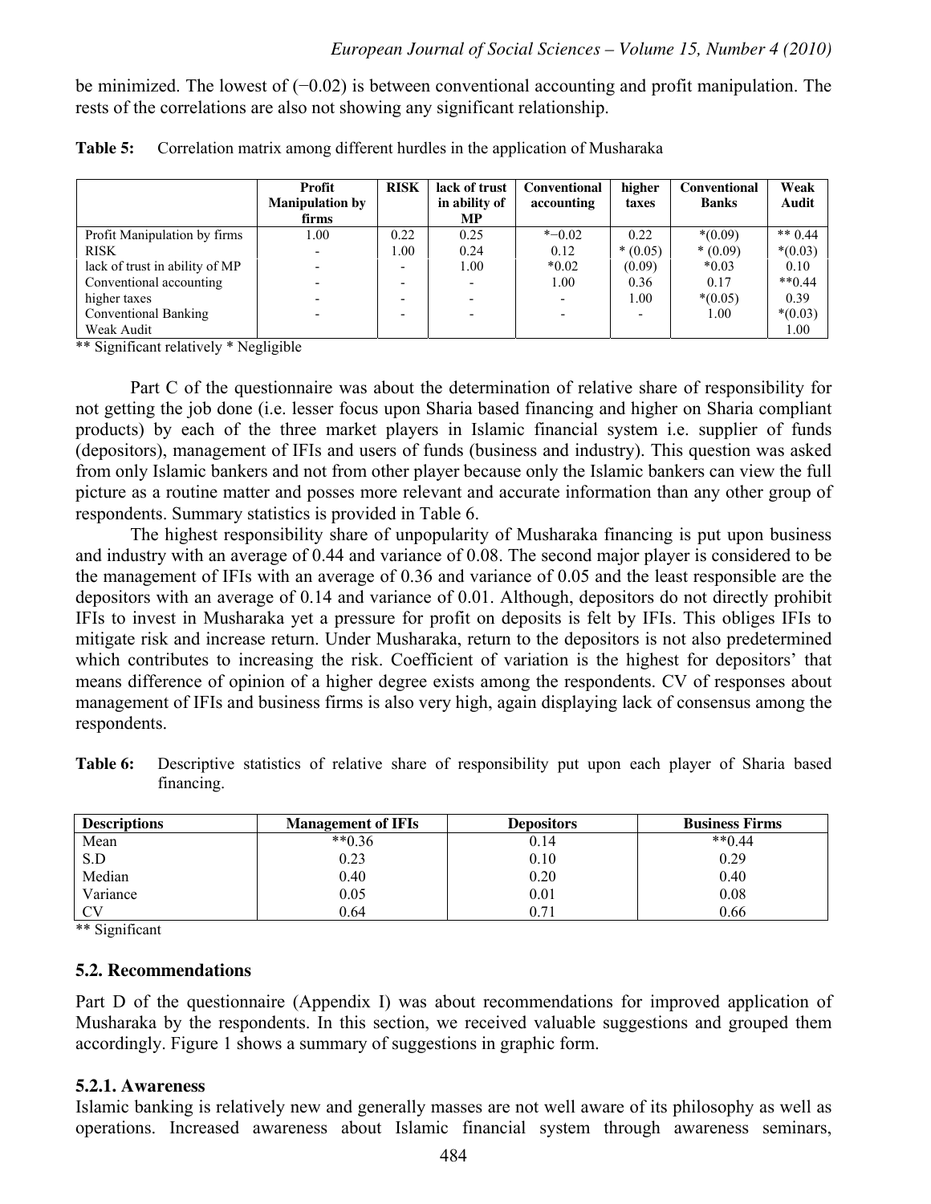be minimized. The lowest of (−0.02) is between conventional accounting and profit manipulation. The rests of the correlations are also not showing any significant relationship.

**Table 5:** Correlation matrix among different hurdles in the application of Musharaka

| | Profit Manipulation by firms | RISK | lack of trust in ability of MP | Conventional accounting | higher taxes | Conventional Banks | Weak Audit |
|---|---|---|---|---|---|---|---|
| Profit Manipulation by firms | 1.00 | 0.22 | 0.25 | *−0.02 | 0.22 | *(0.09) | ** 0.44 |
| RISK | - | 1.00 | 0.24 | 0.12 | * (0.05) | * (0.09) | *(0.03) |
| lack of trust in ability of MP | - | - | 1.00 | *0.02 | (0.09) | *0.03 | 0.10 |
| Conventional accounting | - | - | - | 1.00 | 0.36 | 0.17 | **0.44 |
| higher taxes | - | - | - | - | 1.00 | *(0.05) | 0.39 |
| Conventional Banking | - | - | - | - | - | 1.00 | *(0.03) |
| Weak Audit | | | | | | | 1.00 |

** Significant relatively * Negligible

Part C of the questionnaire was about the determination of relative share of responsibility for not getting the job done (i.e. lesser focus upon Sharia based financing and higher on Sharia compliant products) by each of the three market players in Islamic financial system i.e. supplier of funds (depositors), management of IFIs and users of funds (business and industry). This question was asked from only Islamic bankers and not from other player because only the Islamic bankers can view the full picture as a routine matter and posses more relevant and accurate information than any other group of respondents. Summary statistics is provided in Table 6.

The highest responsibility share of unpopularity of Musharaka financing is put upon business and industry with an average of 0.44 and variance of 0.08. The second major player is considered to be the management of IFIs with an average of 0.36 and variance of 0.05 and the least responsible are the depositors with an average of 0.14 and variance of 0.01. Although, depositors do not directly prohibit IFIs to invest in Musharaka yet a pressure for profit on deposits is felt by IFIs. This obliges IFIs to mitigate risk and increase return. Under Musharaka, return to the depositors is not also predetermined which contributes to increasing the risk. Coefficient of variation is the highest for depositors' that means difference of opinion of a higher degree exists among the respondents. CV of responses about management of IFIs and business firms is also very high, again displaying lack of consensus among the respondents.

**Table 6:** Descriptive statistics of relative share of responsibility put upon each player of Sharia based financing.

| Descriptions | Management of IFIs | Depositors | Business Firms |
|---|---|---|---|
| Mean | **0.36 | 0.14 | **0.44 |
| S.D | 0.23 | 0.10 | 0.29 |
| Median | 0.40 | 0.20 | 0.40 |
| Variance | 0.05 | 0.01 | 0.08 |
| CV | 0.64 | 0.71 | 0.66 |

** Significant

### 5.2. Recommendations

Part D of the questionnaire (Appendix I) was about recommendations for improved application of Musharaka by the respondents. In this section, we received valuable suggestions and grouped them accordingly. Figure 1 shows a summary of suggestions in graphic form.

#### 5.2.1. Awareness

Islamic banking is relatively new and generally masses are not well aware of its philosophy as well as operations. Increased awareness about Islamic financial system through awareness seminars,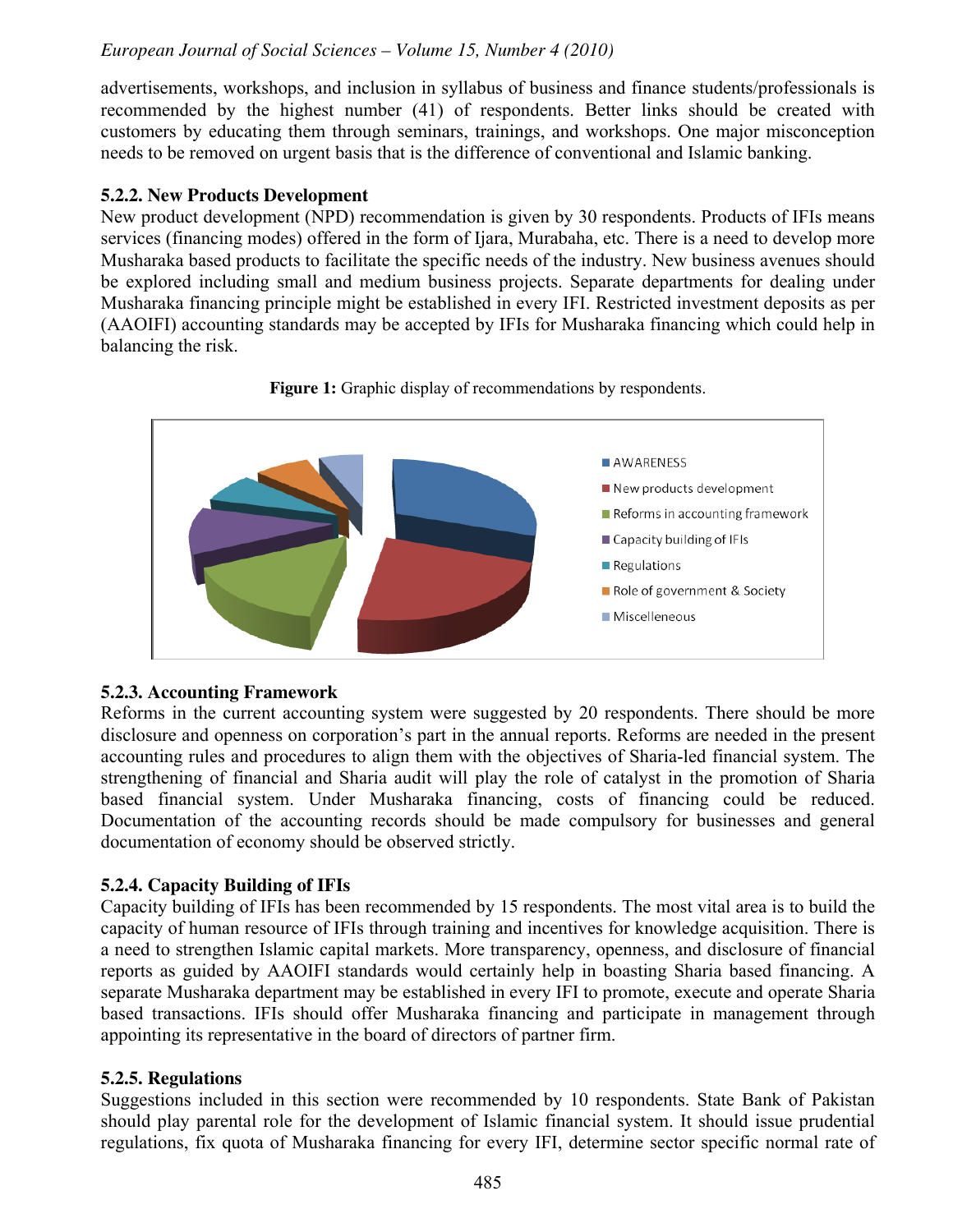advertisements, workshops, and inclusion in syllabus of business and finance students/professionals is recommended by the highest number (41) of respondents. Better links should be created with customers by educating them through seminars, trainings, and workshops. One major misconception needs to be removed on urgent basis that is the difference of conventional and Islamic banking.

### 5.2.2. New Products Development

New product development (NPD) recommendation is given by 30 respondents. Products of IFIs means services (financing modes) offered in the form of Ijara, Murabaha, etc. There is a need to develop more Musharaka based products to facilitate the specific needs of the industry. New business avenues should be explored including small and medium business projects. Separate departments for dealing under Musharaka financing principle might be established in every IFI. Restricted investment deposits as per (AAOIFI) accounting standards may be accepted by IFIs for Musharaka financing which could help in balancing the risk.

**Figure 1:** Graphic display of recommendations by respondents.

- AWARENESS
- New products development
- Reforms in accounting framework
- Capacity building of IFIs
- Regulations
- Role of government & Society
- Miscelleneous

### 5.2.3. Accounting Framework

Reforms in the current accounting system were suggested by 20 respondents. There should be more disclosure and openness on corporation's part in the annual reports. Reforms are needed in the present accounting rules and procedures to align them with the objectives of Sharia-led financial system. The strengthening of financial and Sharia audit will play the role of catalyst in the promotion of Sharia based financial system. Under Musharaka financing, costs of financing could be reduced. Documentation of the accounting records should be made compulsory for businesses and general documentation of economy should be observed strictly.

### 5.2.4. Capacity Building of IFIs

Capacity building of IFIs has been recommended by 15 respondents. The most vital area is to build the capacity of human resource of IFIs through training and incentives for knowledge acquisition. There is a need to strengthen Islamic capital markets. More transparency, openness, and disclosure of financial reports as guided by AAOIFI standards would certainly help in boasting Sharia based financing. A separate Musharaka department may be established in every IFI to promote, execute and operate Sharia based transactions. IFIs should offer Musharaka financing and participate in management through appointing its representative in the board of directors of partner firm.

### 5.2.5. Regulations

Suggestions included in this section were recommended by 10 respondents. State Bank of Pakistan should play parental role for the development of Islamic financial system. It should issue prudential regulations, fix quota of Musharaka financing for every IFI, determine sector specific normal rate of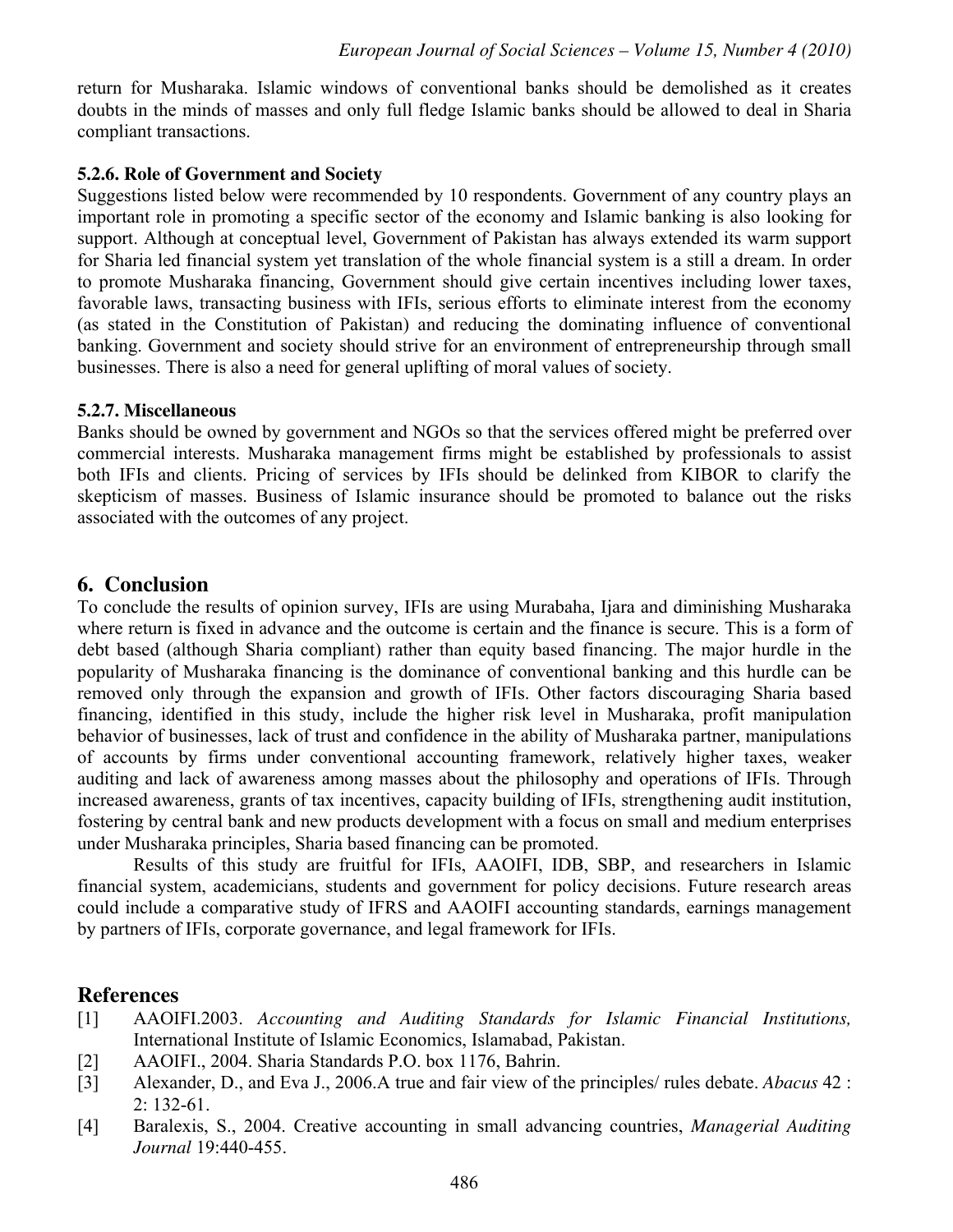return for Musharaka. Islamic windows of conventional banks should be demolished as it creates doubts in the minds of masses and only full fledge Islamic banks should be allowed to deal in Sharia compliant transactions.

### 5.2.6. Role of Government and Society

Suggestions listed below were recommended by 10 respondents. Government of any country plays an important role in promoting a specific sector of the economy and Islamic banking is also looking for support. Although at conceptual level, Government of Pakistan has always extended its warm support for Sharia led financial system yet translation of the whole financial system is a still a dream. In order to promote Musharaka financing, Government should give certain incentives including lower taxes, favorable laws, transacting business with IFIs, serious efforts to eliminate interest from the economy (as stated in the Constitution of Pakistan) and reducing the dominating influence of conventional banking. Government and society should strive for an environment of entrepreneurship through small businesses. There is also a need for general uplifting of moral values of society.

### 5.2.7. Miscellaneous

Banks should be owned by government and NGOs so that the services offered might be preferred over commercial interests. Musharaka management firms might be established by professionals to assist both IFIs and clients. Pricing of services by IFIs should be delinked from KIBOR to clarify the skepticism of masses. Business of Islamic insurance should be promoted to balance out the risks associated with the outcomes of any project.

## 6. Conclusion

To conclude the results of opinion survey, IFIs are using Murabaha, Ijara and diminishing Musharaka where return is fixed in advance and the outcome is certain and the finance is secure. This is a form of debt based (although Sharia compliant) rather than equity based financing. The major hurdle in the popularity of Musharaka financing is the dominance of conventional banking and this hurdle can be removed only through the expansion and growth of IFIs. Other factors discouraging Sharia based financing, identified in this study, include the higher risk level in Musharaka, profit manipulation behavior of businesses, lack of trust and confidence in the ability of Musharaka partner, manipulations of accounts by firms under conventional accounting framework, relatively higher taxes, weaker auditing and lack of awareness among masses about the philosophy and operations of IFIs. Through increased awareness, grants of tax incentives, capacity building of IFIs, strengthening audit institution, fostering by central bank and new products development with a focus on small and medium enterprises under Musharaka principles, Sharia based financing can be promoted.

Results of this study are fruitful for IFIs, AAOIFI, IDB, SBP, and researchers in Islamic financial system, academicians, students and government for policy decisions. Future research areas could include a comparative study of IFRS and AAOIFI accounting standards, earnings management by partners of IFIs, corporate governance, and legal framework for IFIs.

## References

[1] AAOIFI.2003. *Accounting and Auditing Standards for Islamic Financial Institutions,* International Institute of Islamic Economics, Islamabad, Pakistan.

[2] AAOIFI., 2004. Sharia Standards P.O. box 1176, Bahrin.

[3] Alexander, D., and Eva J., 2006.A true and fair view of the principles/ rules debate. *Abacus* 42 : 2: 132-61.

[4] Baralexis, S., 2004. Creative accounting in small advancing countries, *Managerial Auditing Journal* 19:440-455.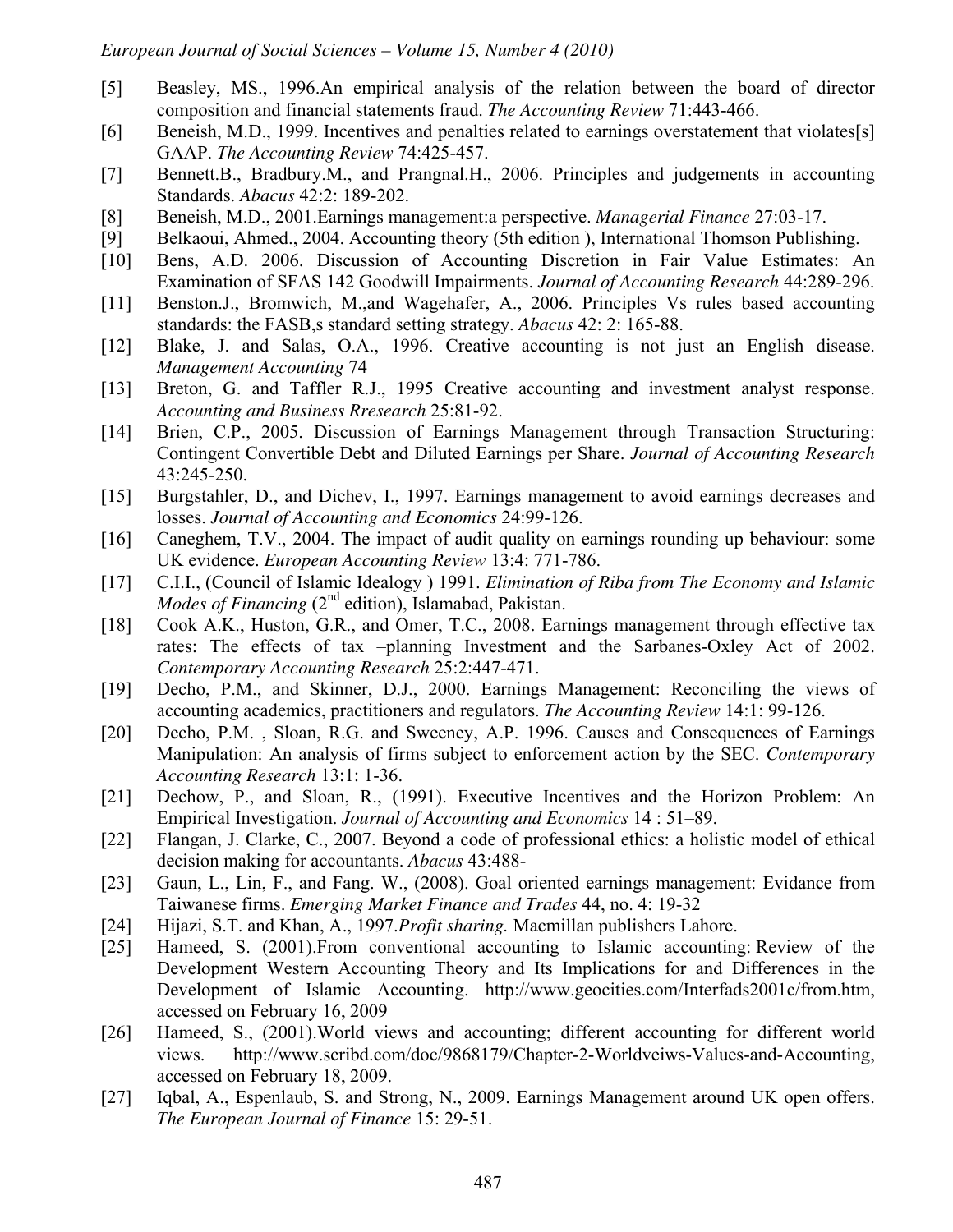[5] Beasley, MS., 1996.An empirical analysis of the relation between the board of director composition and financial statements fraud. *The Accounting Review* 71:443-466.

[6] Beneish, M.D., 1999. Incentives and penalties related to earnings overstatement that violates[s] GAAP. *The Accounting Review* 74:425-457.

[7] Bennett.B., Bradbury.M., and Prangnal.H., 2006. Principles and judgements in accounting Standards. *Abacus* 42:2: 189-202.

[8] Beneish, M.D., 2001.Earnings management:a perspective. *Managerial Finance* 27:03-17.

[9] Belkaoui, Ahmed., 2004. Accounting theory (5th edition ), International Thomson Publishing.

[10] Bens, A.D. 2006. Discussion of Accounting Discretion in Fair Value Estimates: An Examination of SFAS 142 Goodwill Impairments. *Journal of Accounting Research* 44:289-296.

[11] Benston.J., Bromwich, M.,and Wagehafer, A., 2006. Principles Vs rules based accounting standards: the FASB,s standard setting strategy. *Abacus* 42: 2: 165-88.

[12] Blake, J. and Salas, O.A., 1996. Creative accounting is not just an English disease. *Management Accounting* 74

[13] Breton, G. and Taffler R.J., 1995 Creative accounting and investment analyst response. *Accounting and Business Rresearch* 25:81-92.

[14] Brien, C.P., 2005. Discussion of Earnings Management through Transaction Structuring: Contingent Convertible Debt and Diluted Earnings per Share. *Journal of Accounting Research* 43:245-250.

[15] Burgstahler, D., and Dichev, I., 1997. Earnings management to avoid earnings decreases and losses. *Journal of Accounting and Economics* 24:99-126.

[16] Caneghem, T.V., 2004. The impact of audit quality on earnings rounding up behaviour: some UK evidence. *European Accounting Review* 13:4: 771-786.

[17] C.I.I., (Council of Islamic Idealogy ) 1991. *Elimination of Riba from The Economy and Islamic Modes of Financing* (2nd edition), Islamabad, Pakistan.

[18] Cook A.K., Huston, G.R., and Omer, T.C., 2008. Earnings management through effective tax rates: The effects of tax –planning Investment and the Sarbanes-Oxley Act of 2002. *Contemporary Accounting Research* 25:2:447-471.

[19] Decho, P.M., and Skinner, D.J., 2000. Earnings Management: Reconciling the views of accounting academics, practitioners and regulators. *The Accounting Review* 14:1: 99-126.

[20] Decho, P.M. , Sloan, R.G. and Sweeney, A.P. 1996. Causes and Consequences of Earnings Manipulation: An analysis of firms subject to enforcement action by the SEC. *Contemporary Accounting Research* 13:1: 1-36.

[21] Dechow, P., and Sloan, R., (1991). Executive Incentives and the Horizon Problem: An Empirical Investigation. *Journal of Accounting and Economics* 14 : 51–89.

[22] Flangan, J. Clarke, C., 2007. Beyond a code of professional ethics: a holistic model of ethical decision making for accountants. *Abacus* 43:488-

[23] Gaun, L., Lin, F., and Fang. W., (2008). Goal oriented earnings management: Evidance from Taiwanese firms. *Emerging Market Finance and Trades* 44, no. 4: 19-32

[24] Hijazi, S.T. and Khan, A., 1997.*Profit sharing.* Macmillan publishers Lahore.

[25] Hameed, S. (2001).From conventional accounting to Islamic accounting: Review of the Development Western Accounting Theory and Its Implications for and Differences in the Development of Islamic Accounting. http://www.geocities.com/Interfads2001c/from.htm, accessed on February 16, 2009

[26] Hameed, S., (2001).World views and accounting; different accounting for different world views. http://www.scribd.com/doc/9868179/Chapter-2-Worldveiws-Values-and-Accounting, accessed on February 18, 2009.

[27] Iqbal, A., Espenlaub, S. and Strong, N., 2009. Earnings Management around UK open offers. *The European Journal of Finance* 15: 29-51.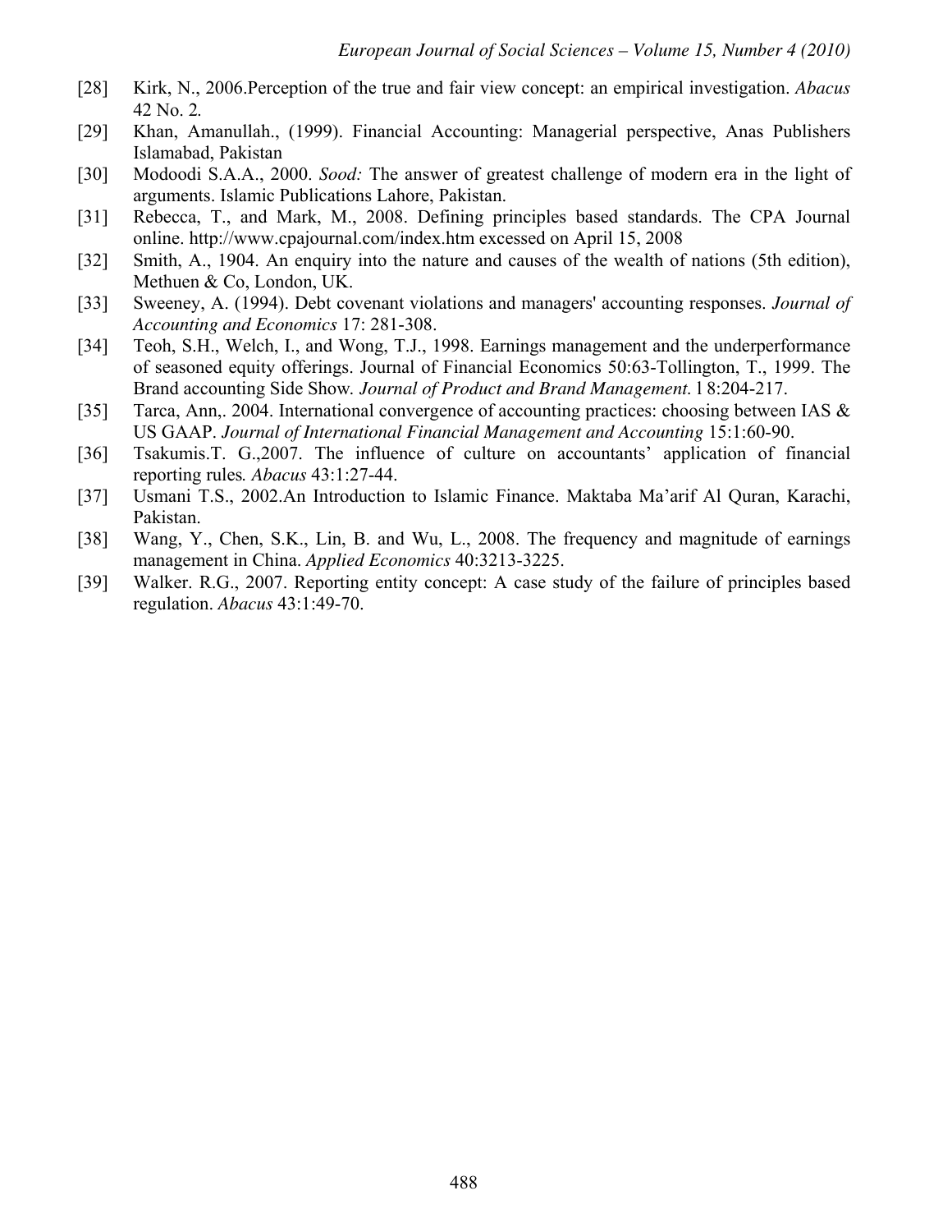[28] Kirk, N., 2006.Perception of the true and fair view concept: an empirical investigation. *Abacus* 42 No. 2.

[29] Khan, Amanullah., (1999). Financial Accounting: Managerial perspective, Anas Publishers Islamabad, Pakistan

[30] Modoodi S.A.A., 2000. *Sood:* The answer of greatest challenge of modern era in the light of arguments. Islamic Publications Lahore, Pakistan.

[31] Rebecca, T., and Mark, M., 2008. Defining principles based standards. The CPA Journal online. http://www.cpajournal.com/index.htm excessed on April 15, 2008

[32] Smith, A., 1904. An enquiry into the nature and causes of the wealth of nations (5th edition), Methuen & Co, London, UK.

[33] Sweeney, A. (1994). Debt covenant violations and managers' accounting responses. *Journal of Accounting and Economics* 17: 281-308.

[34] Teoh, S.H., Welch, I., and Wong, T.J., 1998. Earnings management and the underperformance of seasoned equity offerings. Journal of Financial Economics 50:63-Tollington, T., 1999. The Brand accounting Side Show. *Journal of Product and Brand Management.* l 8:204-217.

[35] Tarca, Ann,. 2004. International convergence of accounting practices: choosing between IAS & US GAAP. *Journal of International Financial Management and Accounting* 15:1:60-90.

[36] Tsakumis.T. G.,2007. The influence of culture on accountants' application of financial reporting rules*. Abacus* 43:1:27-44.

[37] Usmani T.S., 2002.An Introduction to Islamic Finance. Maktaba Ma'arif Al Quran, Karachi, Pakistan.

[38] Wang, Y., Chen, S.K., Lin, B. and Wu, L., 2008. The frequency and magnitude of earnings management in China. *Applied Economics* 40:3213-3225.

[39] Walker. R.G., 2007. Reporting entity concept: A case study of the failure of principles based regulation. *Abacus* 43:1:49-70.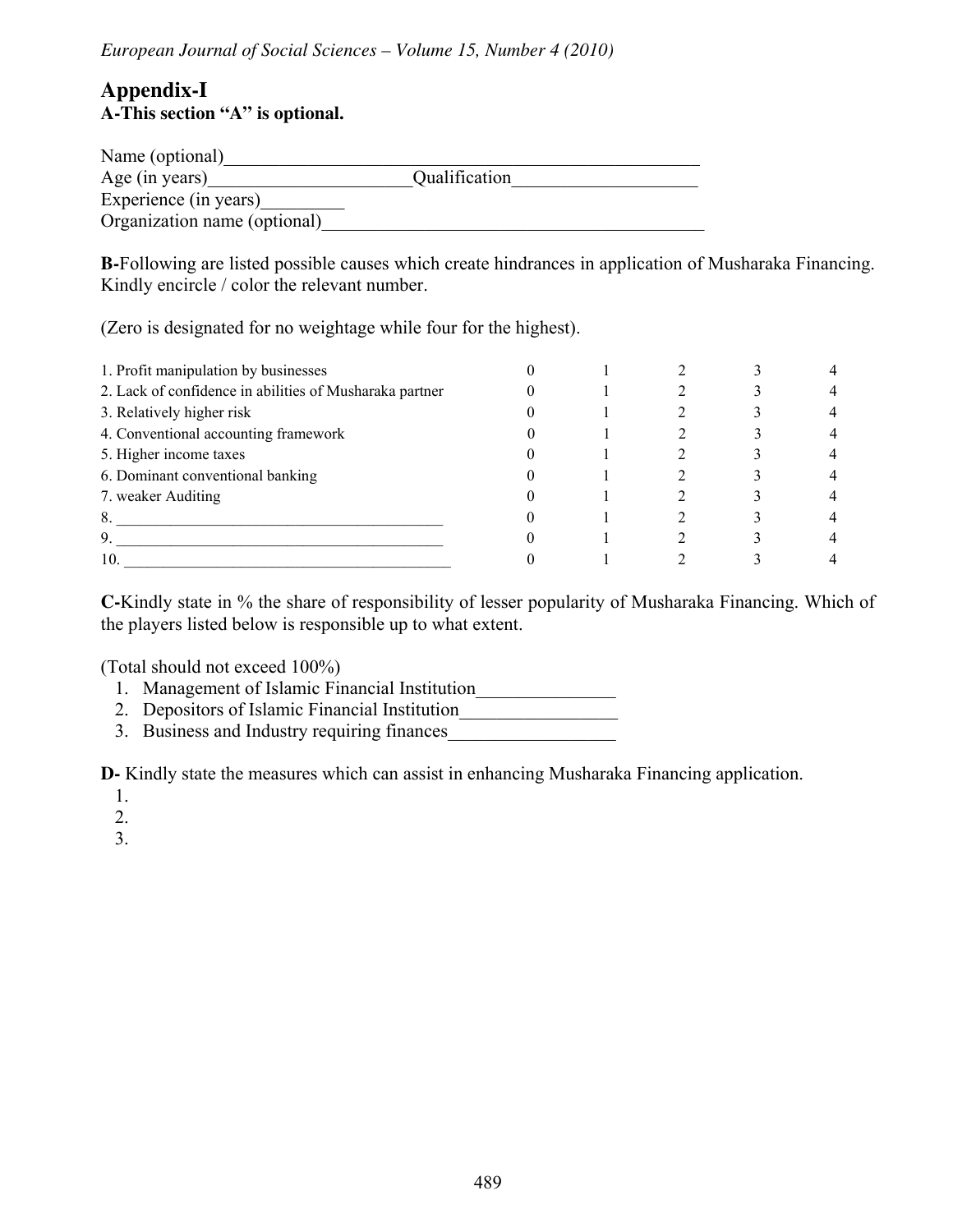## Appendix-I

**A-This section "A" is optional.**

Name (optional)_______________________________________________________

Age (in years)______________________Qualification___________________

Experience (in years)_________

Organization name (optional)__________________________________________

**B-**Following are listed possible causes which create hindrances in application of Musharaka Financing. Kindly encircle / color the relevant number.

(Zero is designated for no weightage while four for the highest).

| | | | | | |
|---|---|---|---|---|---|
| 1. Profit manipulation by businesses | 0 | 1 | 2 | 3 | 4 |
| 2. Lack of confidence in abilities of Musharaka partner | 0 | 1 | 2 | 3 | 4 |
| 3. Relatively higher risk | 0 | 1 | 2 | 3 | 4 |
| 4. Conventional accounting framework | 0 | 1 | 2 | 3 | 4 |
| 5. Higher income taxes | 0 | 1 | 2 | 3 | 4 |
| 6. Dominant conventional banking | 0 | 1 | 2 | 3 | 4 |
| 7. weaker Auditing | 0 | 1 | 2 | 3 | 4 |
| 8. ________________________________________ | 0 | 1 | 2 | 3 | 4 |
| 9. ________________________________________ | 0 | 1 | 2 | 3 | 4 |
| 10. ________________________________________ | 0 | 1 | 2 | 3 | 4 |

**C-**Kindly state in % the share of responsibility of lesser popularity of Musharaka Financing. Which of the players listed below is responsible up to what extent.

(Total should not exceed 100%)

1. Management of Islamic Financial Institution_______________
2. Depositors of Islamic Financial Institution_________________
3. Business and Industry requiring finances__________________

**D-** Kindly state the measures which can assist in enhancing Musharaka Financing application.

1.
2.
3.